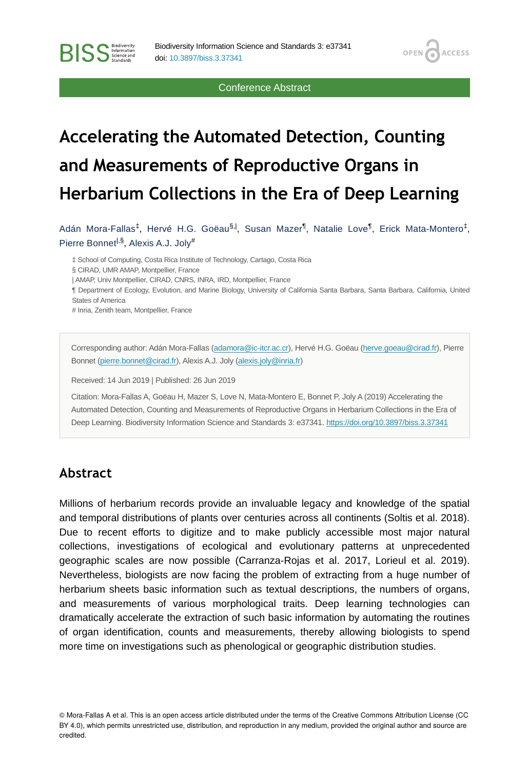Conference Abstract

# Accelerating the Automated Detection, Counting and Measurements of Reproductive Organs in Herbarium Collections in the Era of Deep Learning

Adán Mora-Fallas[‡], Hervé H.G. Goëau[§,|], Susan Mazer[¶], Natalie Love[¶], Erick Mata-Montero[‡], Pierre Bonnet[|,§], Alexis A.J. Joly[#]

‡ School of Computing, Costa Rica Institute of Technology, Cartago, Costa Rica
§ CIRAD, UMR AMAP, Montpellier, France
| AMAP, Univ Montpellier, CIRAD, CNRS, INRA, IRD, Montpellier, France
¶ Department of Ecology, Evolution, and Marine Biology, University of California Santa Barbara, Santa Barbara, California, United States of America
# Inria, Zenith team, Montpellier, France

Corresponding author: Adán Mora-Fallas (adamora@ic-itcr.ac.cr), Hervé H.G. Goëau (herve.goeau@cirad.fr), Pierre Bonnet (pierre.bonnet@cirad.fr), Alexis A.J. Joly (alexis.joly@inria.fr)

Received: 14 Jun 2019 | Published: 26 Jun 2019

Citation: Mora-Fallas A, Goëau H, Mazer S, Love N, Mata-Montero E, Bonnet P, Joly A (2019) Accelerating the Automated Detection, Counting and Measurements of Reproductive Organs in Herbarium Collections in the Era of Deep Learning. Biodiversity Information Science and Standards 3: e37341. https://doi.org/10.3897/biss.3.37341

## Abstract

Millions of herbarium records provide an invaluable legacy and knowledge of the spatial and temporal distributions of plants over centuries across all continents (Soltis et al. 2018). Due to recent efforts to digitize and to make publicly accessible most major natural collections, investigations of ecological and evolutionary patterns at unprecedented geographic scales are now possible (Carranza-Rojas et al. 2017, Lorieul et al. 2019). Nevertheless, biologists are now facing the problem of extracting from a huge number of herbarium sheets basic information such as textual descriptions, the numbers of organs, and measurements of various morphological traits. Deep learning technologies can dramatically accelerate the extraction of such basic information by automating the routines of organ identification, counts and measurements, thereby allowing biologists to spend more time on investigations such as phenological or geographic distribution studies.

© Mora-Fallas A et al. This is an open access article distributed under the terms of the Creative Commons Attribution License (CC BY 4.0), which permits unrestricted use, distribution, and reproduction in any medium, provided the original author and source are credited.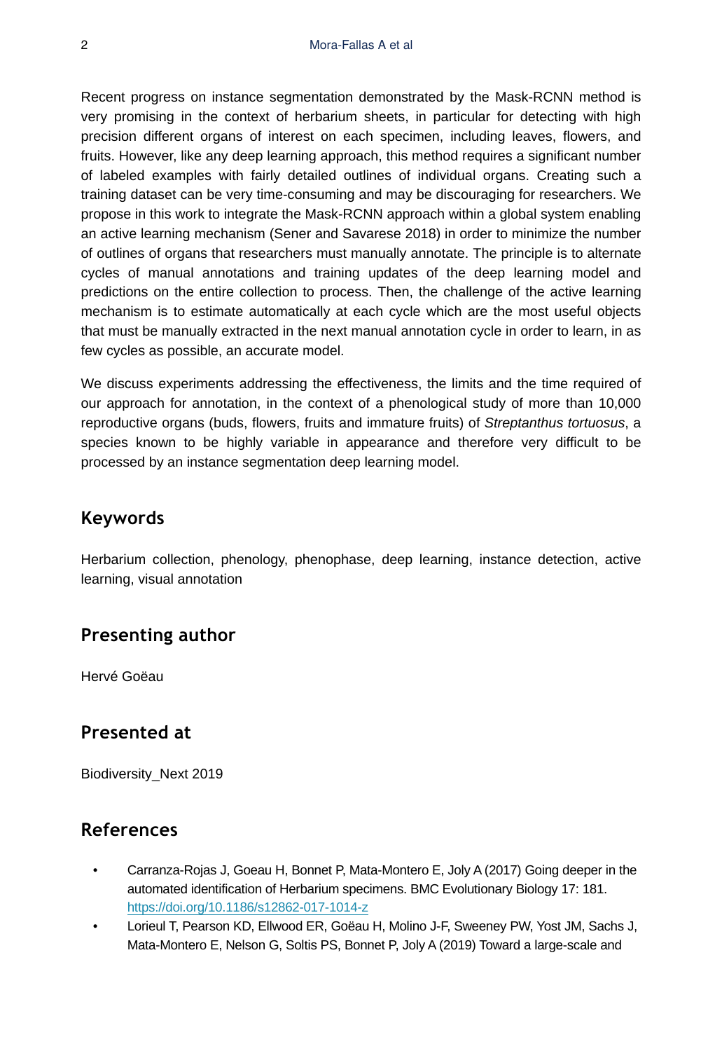Recent progress on instance segmentation demonstrated by the Mask-RCNN method is very promising in the context of herbarium sheets, in particular for detecting with high precision different organs of interest on each specimen, including leaves, flowers, and fruits. However, like any deep learning approach, this method requires a significant number of labeled examples with fairly detailed outlines of individual organs. Creating such a training dataset can be very time-consuming and may be discouraging for researchers. We propose in this work to integrate the Mask-RCNN approach within a global system enabling an active learning mechanism (Sener and Savarese 2018) in order to minimize the number of outlines of organs that researchers must manually annotate. The principle is to alternate cycles of manual annotations and training updates of the deep learning model and predictions on the entire collection to process. Then, the challenge of the active learning mechanism is to estimate automatically at each cycle which are the most useful objects that must be manually extracted in the next manual annotation cycle in order to learn, in as few cycles as possible, an accurate model.

We discuss experiments addressing the effectiveness, the limits and the time required of our approach for annotation, in the context of a phenological study of more than 10,000 reproductive organs (buds, flowers, fruits and immature fruits) of *Streptanthus tortuosus*, a species known to be highly variable in appearance and therefore very difficult to be processed by an instance segmentation deep learning model.

## Keywords

Herbarium collection, phenology, phenophase, deep learning, instance detection, active learning, visual annotation

## Presenting author

Hervé Goëau

## Presented at

Biodiversity_Next 2019

## References

- Carranza-Rojas J, Goeau H, Bonnet P, Mata-Montero E, Joly A (2017) Going deeper in the automated identification of Herbarium specimens. BMC Evolutionary Biology 17: 181. https://doi.org/10.1186/s12862-017-1014-z
- Lorieul T, Pearson KD, Ellwood ER, Goëau H, Molino J-F, Sweeney PW, Yost JM, Sachs J, Mata-Montero E, Nelson G, Soltis PS, Bonnet P, Joly A (2019) Toward a large-scale and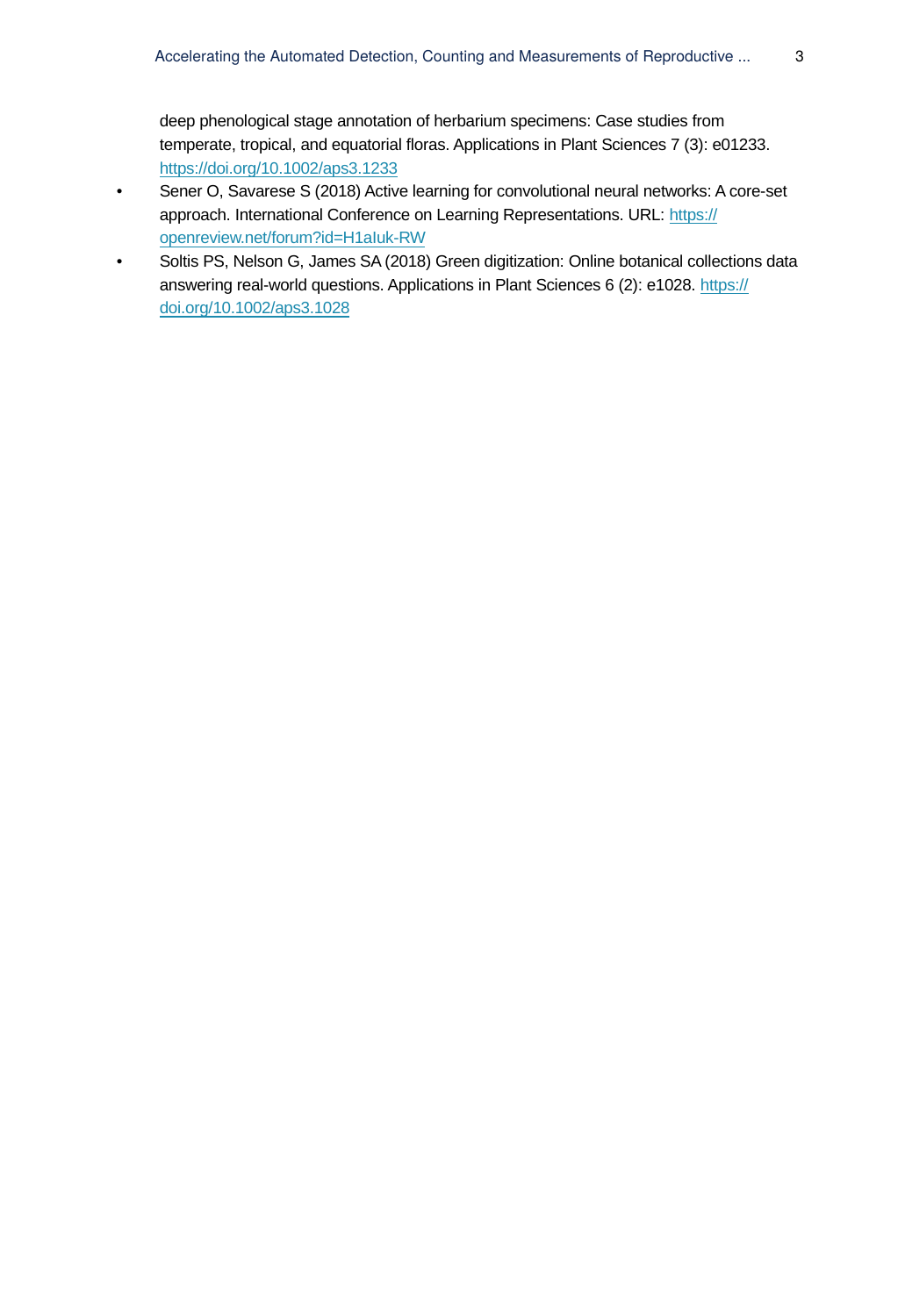deep phenological stage annotation of herbarium specimens: Case studies from temperate, tropical, and equatorial floras. Applications in Plant Sciences 7 (3): e01233. https://doi.org/10.1002/aps3.1233

- Sener O, Savarese S (2018) Active learning for convolutional neural networks: A core-set approach. International Conference on Learning Representations. URL: https://openreview.net/forum?id=H1aIuk-RW
- Soltis PS, Nelson G, James SA (2018) Green digitization: Online botanical collections data answering real-world questions. Applications in Plant Sciences 6 (2): e1028. https://doi.org/10.1002/aps3.1028